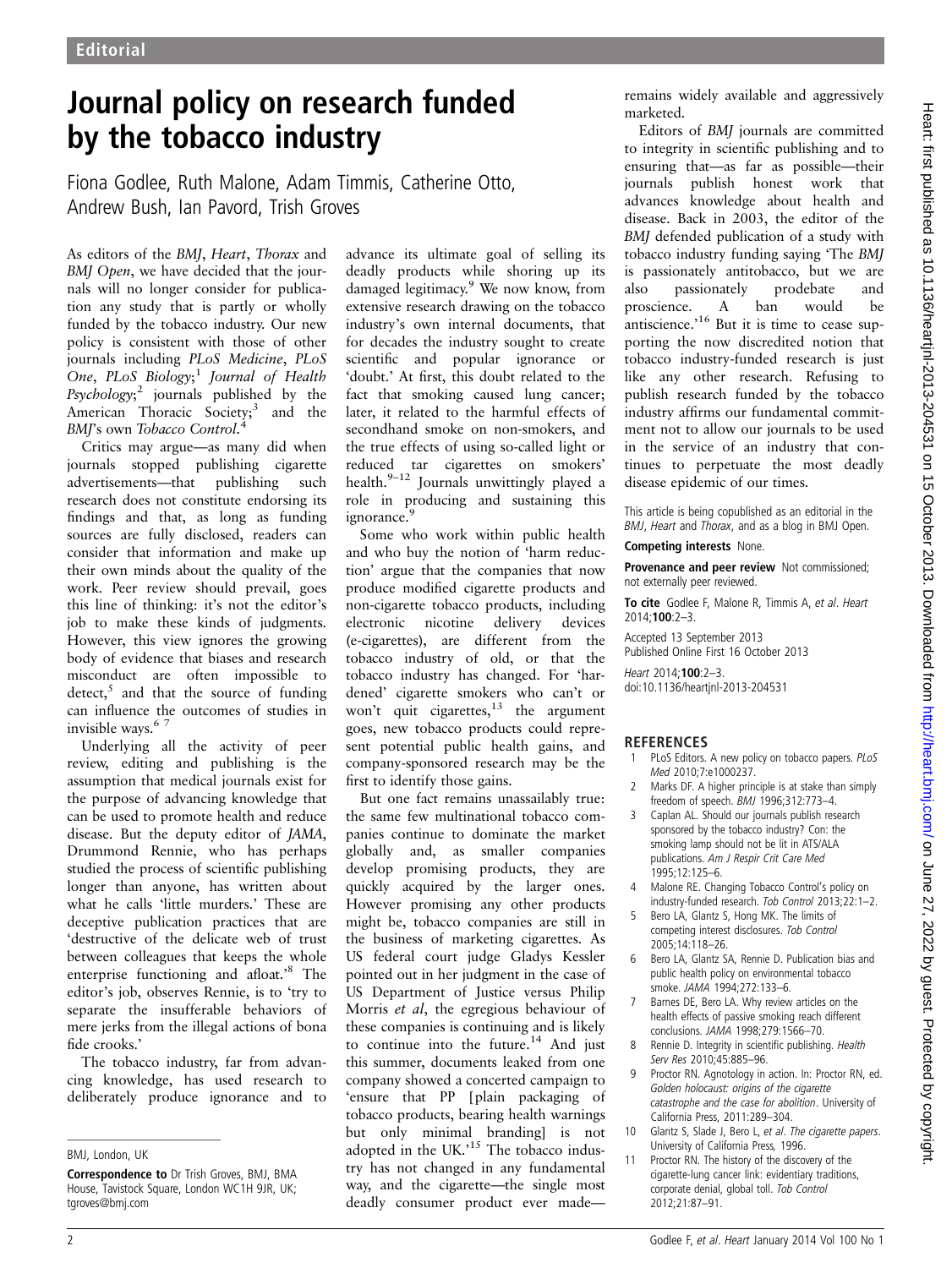# Journal policy on research funded by the tobacco industry

Fiona Godlee, Ruth Malone, Adam Timmis, Catherine Otto, Andrew Bush, Ian Pavord, Trish Groves

As editors of the *BMJ*, *Heart*, *Thorax* and *BMJ Open*, we have decided that the journals will no longer consider for publication any study that is partly or wholly funded by the tobacco industry. Our new policy is consistent with those of other journals including *PLoS Medicine*, *PLoS One*, *PLoS Biology*;[1] *Journal of Health Psychology*;[2] journals published by the American Thoracic Society;[3] and the *BMJ*'s own *Tobacco Control*.[4]

Critics may argue—as many did when journals stopped publishing cigarette advertisements—that publishing such research does not constitute endorsing its findings and that, as long as funding sources are fully disclosed, readers can consider that information and make up their own minds about the quality of the work. Peer review should prevail, goes this line of thinking: it's not the editor's job to make these kinds of judgments. However, this view ignores the growing body of evidence that biases and research misconduct are often impossible to detect,[5] and that the source of funding can influence the outcomes of studies in invisible ways.[6 7]

Underlying all the activity of peer review, editing and publishing is the assumption that medical journals exist for the purpose of advancing knowledge that can be used to promote health and reduce disease. But the deputy editor of *JAMA*, Drummond Rennie, who has perhaps studied the process of scientific publishing longer than anyone, has written about what he calls 'little murders.' These are deceptive publication practices that are 'destructive of the delicate web of trust between colleagues that keeps the whole enterprise functioning and afloat.'[8] The editor's job, observes Rennie, is to 'try to separate the insufferable behaviors of mere jerks from the illegal actions of bona fide crooks.'

The tobacco industry, far from advancing knowledge, has used research to deliberately produce ignorance and to advance its ultimate goal of selling its deadly products while shoring up its damaged legitimacy.[9] We now know, from extensive research drawing on the tobacco industry's own internal documents, that for decades the industry sought to create scientific and popular ignorance or 'doubt.' At first, this doubt related to the fact that smoking caused lung cancer; later, it related to the harmful effects of secondhand smoke on non-smokers, and the true effects of using so-called light or reduced tar cigarettes on smokers' health.[9–12] Journals unwittingly played a role in producing and sustaining this ignorance.[9]

Some who work within public health and who buy the notion of 'harm reduction' argue that the companies that now produce modified cigarette products and non-cigarette tobacco products, including electronic nicotine delivery devices (e-cigarettes), are different from the tobacco industry of old, or that the tobacco industry has changed. For 'hardened' cigarette smokers who can't or won't quit cigarettes,[13] the argument goes, new tobacco products could represent potential public health gains, and company-sponsored research may be the first to identify those gains.

But one fact remains unassailably true: the same few multinational tobacco companies continue to dominate the market globally and, as smaller companies develop promising products, they are quickly acquired by the larger ones. However promising any other products might be, tobacco companies are still in the business of marketing cigarettes. As US federal court judge Gladys Kessler pointed out in her judgment in the case of US Department of Justice versus Philip Morris *et al*, the egregious behaviour of these companies is continuing and is likely to continue into the future.[14] And just this summer, documents leaked from one company showed a concerted campaign to 'ensure that PP [plain packaging of tobacco products, bearing health warnings but only minimal branding] is not adopted in the UK.'[15] The tobacco industry has not changed in any fundamental way, and the cigarette—the single most deadly consumer product ever made—remains widely available and aggressively marketed.

Editors of *BMJ* journals are committed to integrity in scientific publishing and to ensuring that—as far as possible—their journals publish honest work that advances knowledge about health and disease. Back in 2003, the editor of the *BMJ* defended publication of a study with tobacco industry funding saying 'The *BMJ* is passionately antitobacco, but we are also passionately prodebate and proscience. A ban would be antiscience.'[16] But it is time to cease supporting the now discredited notion that tobacco industry-funded research is just like any other research. Refusing to publish research funded by the tobacco industry affirms our fundamental commitment not to allow our journals to be used in the service of an industry that continues to perpetuate the most deadly disease epidemic of our times.

BMJ, London, UK

**Correspondence to** Dr Trish Groves, BMJ, BMA House, Tavistock Square, London WC1H 9JR, UK; tgroves@bmj.com

This article is being copublished as an editorial in the *BMJ*, *Heart* and *Thorax*, and as a blog in BMJ Open.

**Competing interests** None.

**Provenance and peer review** Not commissioned; not externally peer reviewed.

**To cite** Godlee F, Malone R, Timmis A, *et al*. *Heart* 2014;**100**:2–3.

Accepted 13 September 2013
Published Online First 16 October 2013

*Heart* 2014;**100**:2–3.
doi:10.1136/heartjnl-2013-204531

## REFERENCES

1. PLoS Editors. A new policy on tobacco papers. *PLoS Med* 2010;7:e1000237.
2. Marks DF. A higher principle is at stake than simply freedom of speech. *BMJ* 1996;312:773–4.
3. Caplan AL. Should our journals publish research sponsored by the tobacco industry? Con: the smoking lamp should not be lit in ATS/ALA publications. *Am J Respir Crit Care Med* 1995;12:125–6.
4. Malone RE. Changing Tobacco Control's policy on industry-funded research. *Tob Control* 2013;22:1–2.
5. Bero LA, Glantz S, Hong MK. The limits of competing interest disclosures. *Tob Control* 2005;14:118–26.
6. Bero LA, Glantz SA, Rennie D. Publication bias and public health policy on environmental tobacco smoke. *JAMA* 1994;272:133–6.
7. Barnes DE, Bero LA. Why review articles on the health effects of passive smoking reach different conclusions. *JAMA* 1998;279:1566–70.
8. Rennie D. Integrity in scientific publishing. *Health Serv Res* 2010;45:885–96.
9. Proctor RN. Agnotology in action. In: Proctor RN, ed. *Golden holocaust: origins of the cigarette catastrophe and the case for abolition*. University of California Press, 2011:289–304.
10. Glantz S, Slade J, Bero L, *et al*. *The cigarette papers*. University of California Press, 1996.
11. Proctor RN. The history of the discovery of the cigarette-lung cancer link: evidentiary traditions, corporate denial, global toll. *Tob Control* 2012;21:87–91.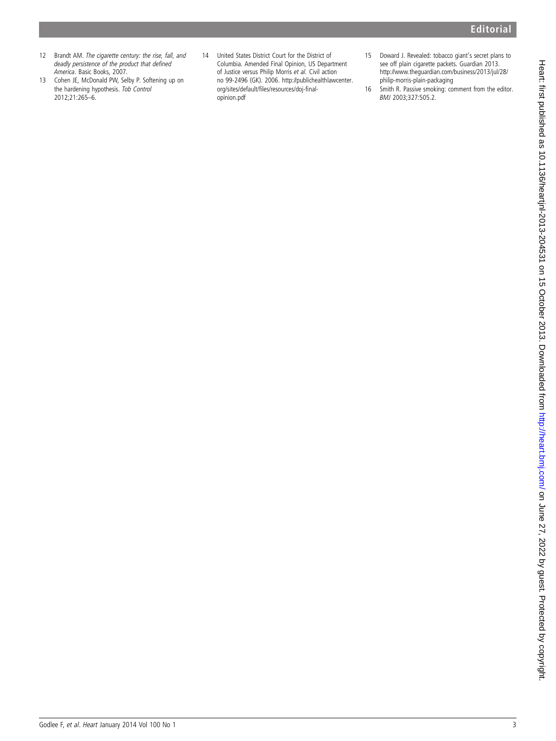12 Brandt AM. *The cigarette century: the rise, fall, and deadly persistence of the product that defined America*. Basic Books, 2007.

13 Cohen JE, McDonald PW, Selby P. Softening up on the hardening hypothesis. *Tob Control* 2012;21:265–6.

14 United States District Court for the District of Columbia. Amended Final Opinion, US Department of Justice versus Philip Morris *et al*. Civil action no 99-2496 (GK). 2006. http://publichealthlawcenter.org/sites/default/files/resources/doj-final-opinion.pdf

15 Doward J. Revealed: tobacco giant's secret plans to see off plain cigarette packets. Guardian 2013. http://www.theguardian.com/business/2013/jul/28/philip-morris-plain-packaging

16 Smith R. Passive smoking: comment from the editor. *BMJ* 2003;327:505.2.